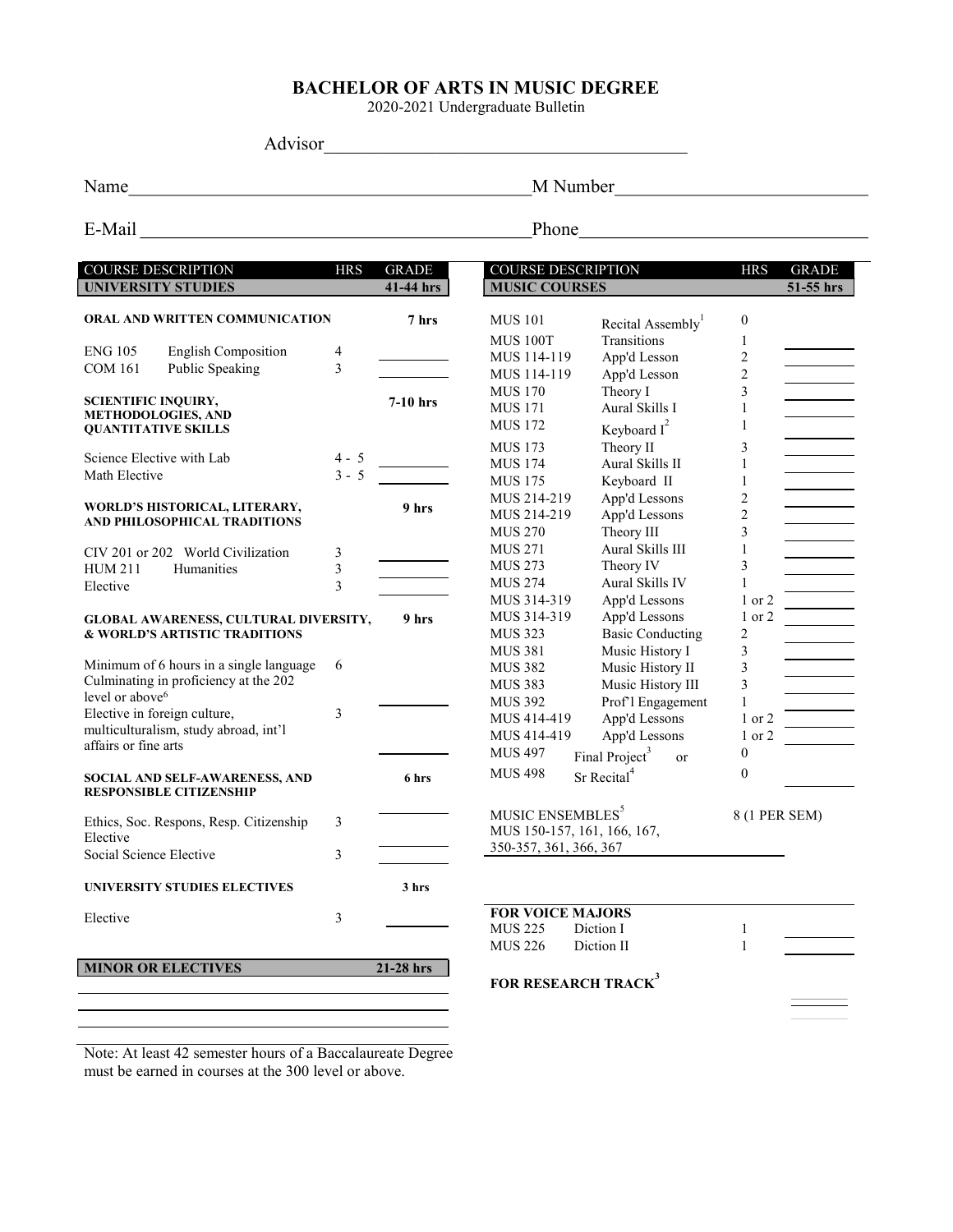# BACHELOR OF ARTS IN MUSIC DEGREE

2020-2021 Undergraduate Bulletin

Advisor______________________________________

Name__________________________________________ M Number__________________________

E-Mail _________________________________________ Phone______________________________

| COURSE DESCRIPTION | | HRS | GRADE |
|---|---|---|---|
| **UNIVERSITY STUDIES** | | | **41-44 hrs** |
| **ORAL AND WRITTEN COMMUNICATION** | | | **7 hrs** |
| ENG 105 | English Composition | 4 | |
| COM 161 | Public Speaking | 3 | |
| **SCIENTIFIC INQUIRY, METHODOLOGIES, AND QUANTITATIVE SKILLS** | | | **7-10 hrs** |
| Science Elective with Lab | | 4 - 5 | |
| Math Elective | | 3 - 5 | |
| **WORLD'S HISTORICAL, LITERARY, AND PHILOSOPHICAL TRADITIONS** | | | **9 hrs** |
| CIV 201 or 202 | World Civilization | 3 | |
| HUM 211 | Humanities | 3 | |
| Elective | | 3 | |
| **GLOBAL AWARENESS, CULTURAL DIVERSITY, & WORLD'S ARTISTIC TRADITIONS** | | | **9 hrs** |
| Minimum of 6 hours in a single language Culminating in proficiency at the 202 level or above[6] | | 6 | |
| Elective in foreign culture, multiculturalism, study abroad, int'l affairs or fine arts | | 3 | |
| **SOCIAL AND SELF-AWARENESS, AND RESPONSIBLE CITIZENSHIP** | | | **6 hrs** |
| Ethics, Soc. Respons, Resp. Citizenship Elective | | 3 | |
| Social Science Elective | | 3 | |
| **UNIVERSITY STUDIES ELECTIVES** | | | **3 hrs** |
| Elective | | 3 | |
| **MINOR OR ELECTIVES** | | | **21-28 hrs** |

| COURSE DESCRIPTION | | HRS | GRADE |
|---|---|---|---|
| **MUSIC COURSES** | | | **51-55 hrs** |
| MUS 101 | Recital Assembly[1] | 0 | |
| MUS 100T | Transitions | 1 | |
| MUS 114-119 | App'd Lesson | 2 | |
| MUS 114-119 | App'd Lesson | 2 | |
| MUS 170 | Theory I | 3 | |
| MUS 171 | Aural Skills I | 1 | |
| MUS 172 | Keyboard I[2] | 1 | |
| MUS 173 | Theory II | 3 | |
| MUS 174 | Aural Skills II | 1 | |
| MUS 175 | Keyboard II | 1 | |
| MUS 214-219 | App'd Lessons | 2 | |
| MUS 214-219 | App'd Lessons | 2 | |
| MUS 270 | Theory III | 3 | |
| MUS 271 | Aural Skills III | 1 | |
| MUS 273 | Theory IV | 3 | |
| MUS 274 | Aural Skills IV | 1 | |
| MUS 314-319 | App'd Lessons | 1 or 2 | |
| MUS 314-319 | App'd Lessons | 1 or 2 | |
| MUS 323 | Basic Conducting | 2 | |
| MUS 381 | Music History I | 3 | |
| MUS 382 | Music History II | 3 | |
| MUS 383 | Music History III | 3 | |
| MUS 392 | Prof'l Engagement | 1 | |
| MUS 414-419 | App'd Lessons | 1 or 2 | |
| MUS 414-419 | App'd Lessons | 1 or 2 | |
| MUS 497 | Final Project[3] or | 0 | |
| MUS 498 | Sr Recital[4] | 0 | |
| MUSIC ENSEMBLES[5] MUS 150-157, 161, 166, 167, 350-357, 361, 366, 367 | | 8 (1 PER SEM) | |
| **FOR VOICE MAJORS** | | | |
| MUS 225 | Diction I | 1 | |
| MUS 226 | Diction II | 1 | |
| **FOR RESEARCH TRACK[3]** | | | |

Note: At least 42 semester hours of a Baccalaureate Degree must be earned in courses at the 300 level or above.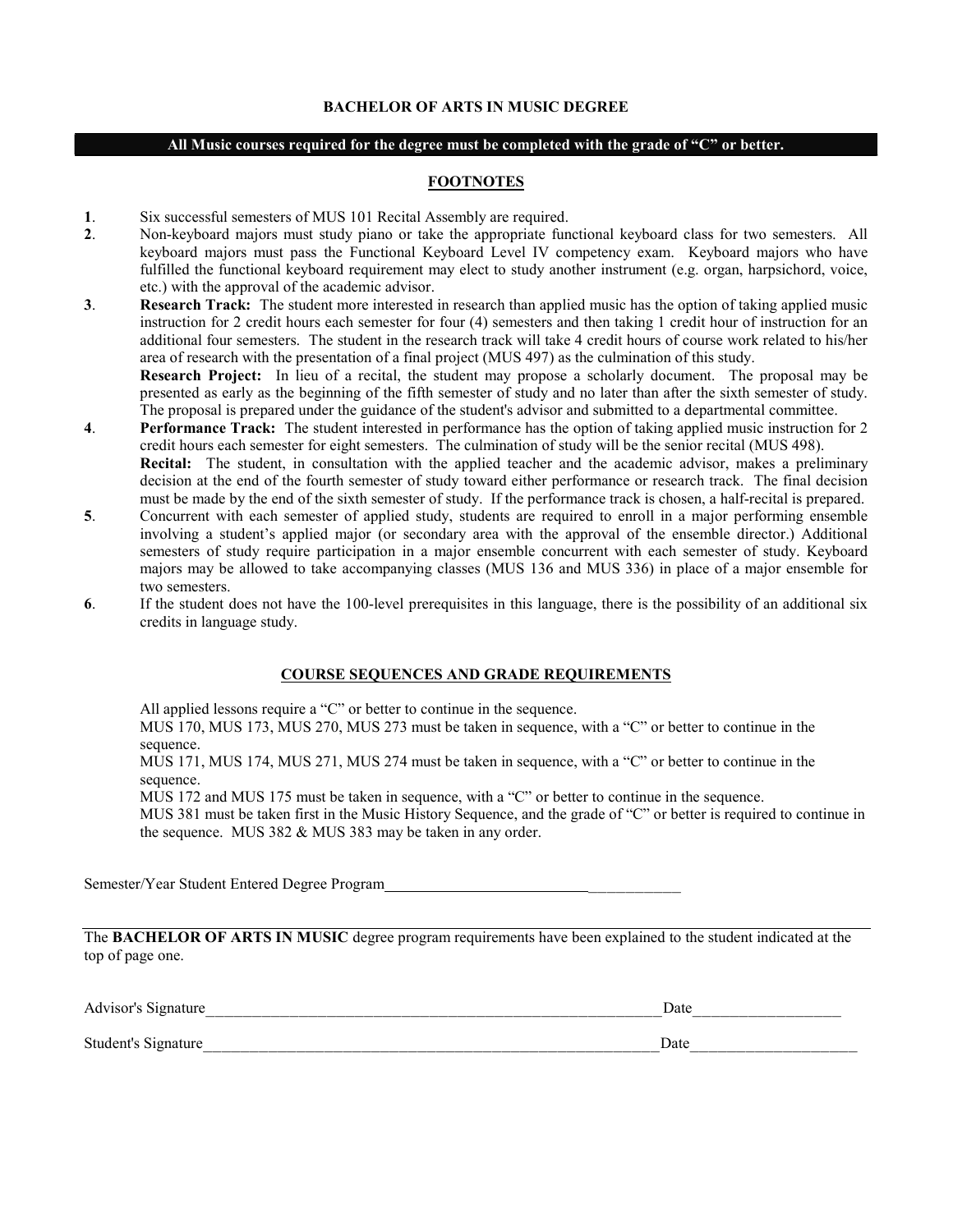# BACHELOR OF ARTS IN MUSIC DEGREE

**All Music courses required for the degree must be completed with the grade of "C" or better.**

## FOOTNOTES

1. Six successful semesters of MUS 101 Recital Assembly are required.
2. Non-keyboard majors must study piano or take the appropriate functional keyboard class for two semesters. All keyboard majors must pass the Functional Keyboard Level IV competency exam. Keyboard majors who have fulfilled the functional keyboard requirement may elect to study another instrument (e.g. organ, harpsichord, voice, etc.) with the approval of the academic advisor.
3. **Research Track:** The student more interested in research than applied music has the option of taking applied music instruction for 2 credit hours each semester for four (4) semesters and then taking 1 credit hour of instruction for an additional four semesters. The student in the research track will take 4 credit hours of course work related to his/her area of research with the presentation of a final project (MUS 497) as the culmination of this study.
   **Research Project:** In lieu of a recital, the student may propose a scholarly document. The proposal may be presented as early as the beginning of the fifth semester of study and no later than after the sixth semester of study. The proposal is prepared under the guidance of the student's advisor and submitted to a departmental committee.
4. **Performance Track:** The student interested in performance has the option of taking applied music instruction for 2 credit hours each semester for eight semesters. The culmination of study will be the senior recital (MUS 498).
   **Recital:** The student, in consultation with the applied teacher and the academic advisor, makes a preliminary decision at the end of the fourth semester of study toward either performance or research track. The final decision must be made by the end of the sixth semester of study. If the performance track is chosen, a half-recital is prepared.
5. Concurrent with each semester of applied study, students are required to enroll in a major performing ensemble involving a student's applied major (or secondary area with the approval of the ensemble director.) Additional semesters of study require participation in a major ensemble concurrent with each semester of study. Keyboard majors may be allowed to take accompanying classes (MUS 136 and MUS 336) in place of a major ensemble for two semesters.
6. If the student does not have the 100-level prerequisites in this language, there is the possibility of an additional six credits in language study.

## COURSE SEQUENCES AND GRADE REQUIREMENTS

All applied lessons require a "C" or better to continue in the sequence.
MUS 170, MUS 173, MUS 270, MUS 273 must be taken in sequence, with a "C" or better to continue in the sequence.
MUS 171, MUS 174, MUS 271, MUS 274 must be taken in sequence, with a "C" or better to continue in the sequence.
MUS 172 and MUS 175 must be taken in sequence, with a "C" or better to continue in the sequence.
MUS 381 must be taken first in the Music History Sequence, and the grade of "C" or better is required to continue in the sequence. MUS 382 & MUS 383 may be taken in any order.

Semester/Year Student Entered Degree Program________________________________________

---

The **BACHELOR OF ARTS IN MUSIC** degree program requirements have been explained to the student indicated at the top of page one.

Advisor's Signature______________________________________________________________ Date__________________

Student's Signature______________________________________________________________ Date____________________